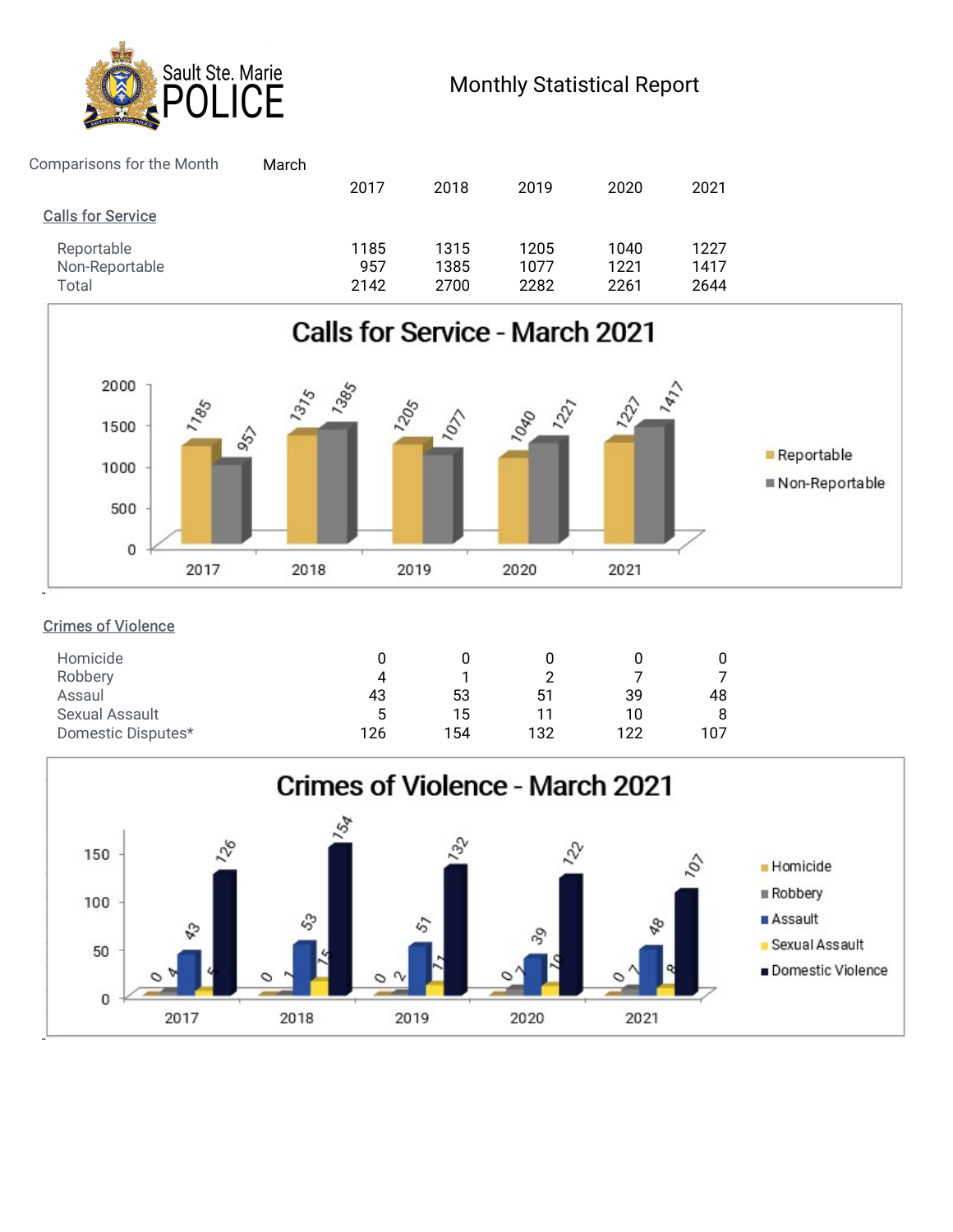Sault Ste. Marie POLICE

# Monthly Statistical Report

Comparisons for the Month: March

| | 2017 | 2018 | 2019 | 2020 | 2021 |
|---|---|---|---|---|---|
| **Calls for Service** | | | | | |
| Reportable | 1185 | 1315 | 1205 | 1040 | 1227 |
| Non-Reportable | 957 | 1385 | 1077 | 1221 | 1417 |
| Total | 2142 | 2700 | 2282 | 2261 | 2644 |

**Calls for Service - March 2021**

| | 2017 | 2018 | 2019 | 2020 | 2021 |
|---|---|---|---|---|---|
| Reportable | 1185 | 1315 | 1205 | 1040 | 1227 |
| Non-Reportable | 957 | 1385 | 1077 | 1221 | 1417 |

| | 2017 | 2018 | 2019 | 2020 | 2021 |
|---|---|---|---|---|---|
| **Crimes of Violence** | | | | | |
| Homicide | 0 | 0 | 0 | 0 | 0 |
| Robbery | 4 | 1 | 2 | 7 | 7 |
| Assault | 43 | 53 | 51 | 39 | 48 |
| Sexual Assault | 5 | 15 | 11 | 10 | 8 |
| Domestic Disputes* | 126 | 154 | 132 | 122 | 107 |

**Crimes of Violence - March 2021**

| | 2017 | 2018 | 2019 | 2020 | 2021 |
|---|---|---|---|---|---|
| Homicide | 0 | 0 | 0 | 0 | 0 |
| Robbery | 4 | 1 | 2 | 7 | 7 |
| Assault | 43 | 53 | 51 | 39 | 48 |
| Sexual Assault | 5 | 15 | 11 | 10 | 8 |
| Domestic Violence | 126 | 154 | 132 | 122 | 107 |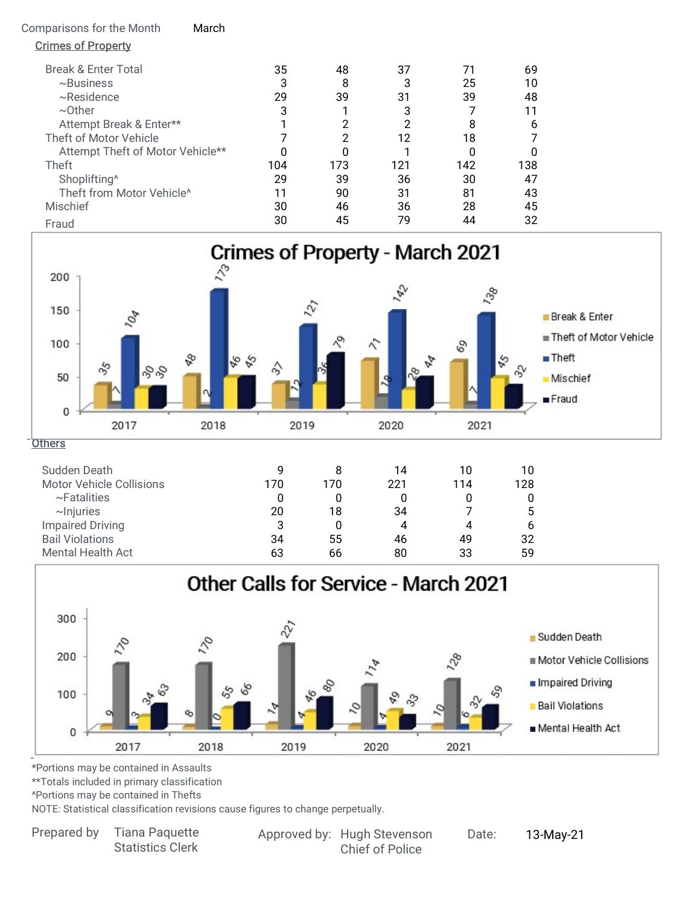Comparisons for the Month March

## Crimes of Property

| | | | | | |
|---|---|---|---|---|---|
| Break & Enter Total | 35 | 48 | 37 | 71 | 69 |
| ~Business | 3 | 8 | 3 | 25 | 10 |
| ~Residence | 29 | 39 | 31 | 39 | 48 |
| ~Other | 3 | 1 | 3 | 7 | 11 |
| Attempt Break & Enter** | 1 | 2 | 2 | 8 | 6 |
| Theft of Motor Vehicle | 7 | 2 | 12 | 18 | 7 |
| Attempt Theft of Motor Vehicle** | 0 | 0 | 1 | 0 | 0 |
| Theft | 104 | 173 | 121 | 142 | 138 |
| Shoplifting^ | 29 | 39 | 36 | 30 | 47 |
| Theft from Motor Vehicle^ | 11 | 90 | 31 | 81 | 43 |
| Mischief | 30 | 46 | 36 | 28 | 45 |
| Fraud | 30 | 45 | 79 | 44 | 32 |

Crimes of Property - March 2021

200
150
100
50
0

2017: 35, 7, 104, 30, 30
2018: 48, 2, 173, 46, 45
2019: 37, 12, 121, 36, 79
2020: 71, 18, 142, 28, 44
2021: 69, 7, 138, 45, 32

Break & Enter
Theft of Motor Vehicle
Theft
Mischief
Fraud

## Others

| | | | | | |
|---|---|---|---|---|---|
| Sudden Death | 9 | 8 | 14 | 10 | 10 |
| Motor Vehicle Collisions | 170 | 170 | 221 | 114 | 128 |
| ~Fatalities | 0 | 0 | 0 | 0 | 0 |
| ~Injuries | 20 | 18 | 34 | 7 | 5 |
| Impaired Driving | 3 | 0 | 4 | 4 | 6 |
| Bail Violations | 34 | 55 | 46 | 49 | 32 |
| Mental Health Act | 63 | 66 | 80 | 33 | 59 |

Other Calls for Service - March 2021

300
200
100
0

2017: 9, 170, 3, 34, 63
2018: 8, 170, 0, 55, 66
2019: 14, 221, 4, 46, 80
2020: 10, 114, 4, 49, 33
2021: 10, 128, 6, 32, 59

Sudden Death
Motor Vehicle Collisions
Impaired Driving
Bail Violations
Mental Health Act

*Portions may be contained in Assaults
**Totals included in primary classification
^Portions may be contained in Thefts
NOTE: Statistical classification revisions cause figures to change perpetually.

Prepared by Tiana Paquette, Statistics Clerk

Approved by: Hugh Stevenson, Chief of Police

Date: 13-May-21